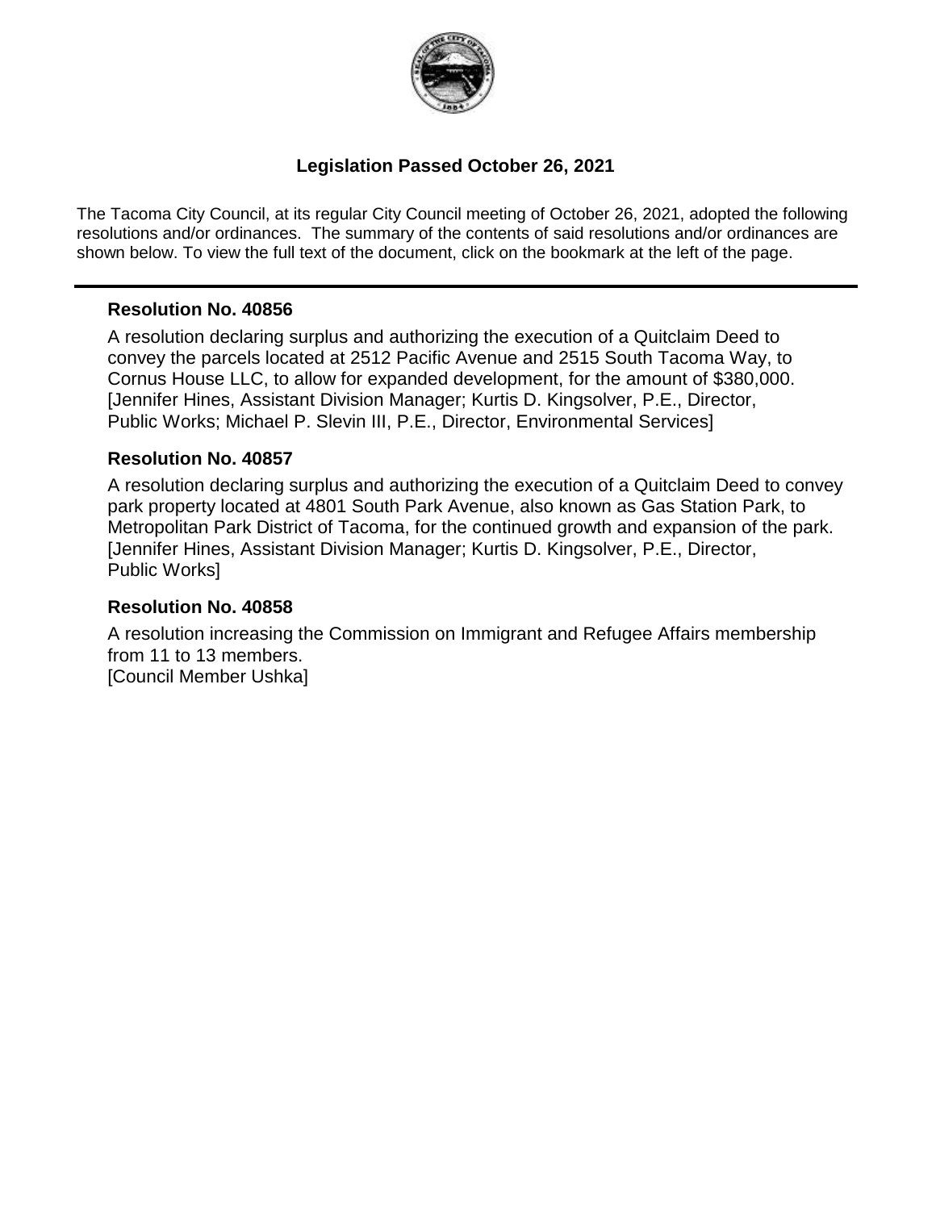# Legislation Passed October 26, 2021

The Tacoma City Council, at its regular City Council meeting of October 26, 2021, adopted the following resolutions and/or ordinances. The summary of the contents of said resolutions and/or ordinances are shown below. To view the full text of the document, click on the bookmark at the left of the page.

---

### Resolution No. 40856

A resolution declaring surplus and authorizing the execution of a Quitclaim Deed to convey the parcels located at 2512 Pacific Avenue and 2515 South Tacoma Way, to Cornus House LLC, to allow for expanded development, for the amount of $380,000.
[Jennifer Hines, Assistant Division Manager; Kurtis D. Kingsolver, P.E., Director, Public Works; Michael P. Slevin III, P.E., Director, Environmental Services]

### Resolution No. 40857

A resolution declaring surplus and authorizing the execution of a Quitclaim Deed to convey park property located at 4801 South Park Avenue, also known as Gas Station Park, to Metropolitan Park District of Tacoma, for the continued growth and expansion of the park.
[Jennifer Hines, Assistant Division Manager; Kurtis D. Kingsolver, P.E., Director, Public Works]

### Resolution No. 40858

A resolution increasing the Commission on Immigrant and Refugee Affairs membership from 11 to 13 members.
[Council Member Ushka]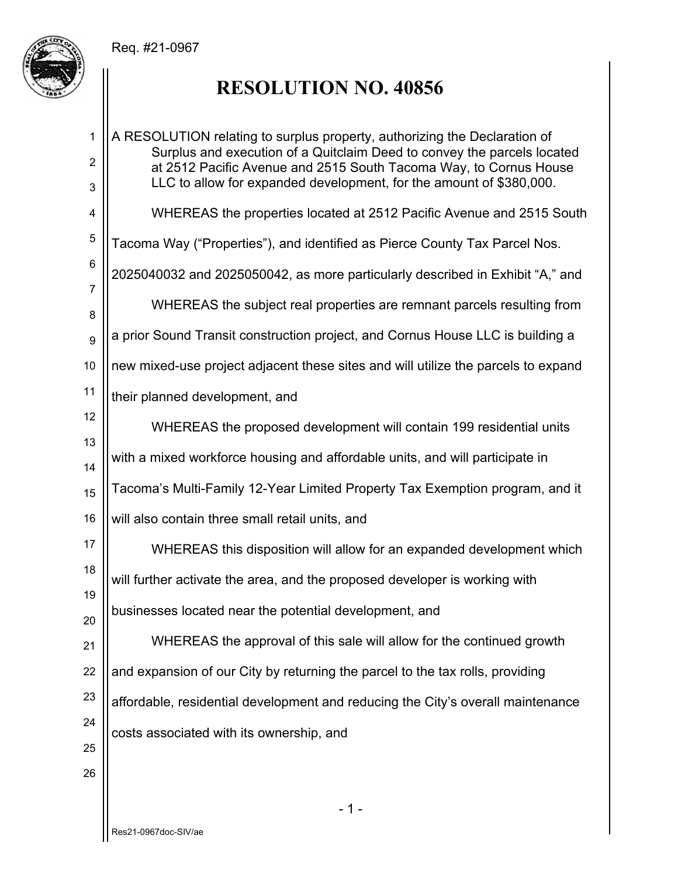Req. #21-0967

# RESOLUTION NO. 40856

A RESOLUTION relating to surplus property, authorizing the Declaration of Surplus and execution of a Quitclaim Deed to convey the parcels located at 2512 Pacific Avenue and 2515 South Tacoma Way, to Cornus House LLC to allow for expanded development, for the amount of $380,000.

WHEREAS the properties located at 2512 Pacific Avenue and 2515 South Tacoma Way ("Properties"), and identified as Pierce County Tax Parcel Nos. 2025040032 and 2025050042, as more particularly described in Exhibit "A," and

WHEREAS the subject real properties are remnant parcels resulting from a prior Sound Transit construction project, and Cornus House LLC is building a new mixed-use project adjacent these sites and will utilize the parcels to expand their planned development, and

WHEREAS the proposed development will contain 199 residential units with a mixed workforce housing and affordable units, and will participate in Tacoma's Multi-Family 12-Year Limited Property Tax Exemption program, and it will also contain three small retail units, and

WHEREAS this disposition will allow for an expanded development which will further activate the area, and the proposed developer is working with businesses located near the potential development, and

WHEREAS the approval of this sale will allow for the continued growth and expansion of our City by returning the parcel to the tax rolls, providing affordable, residential development and reducing the City's overall maintenance costs associated with its ownership, and

Res21-0967doc-SIV/ae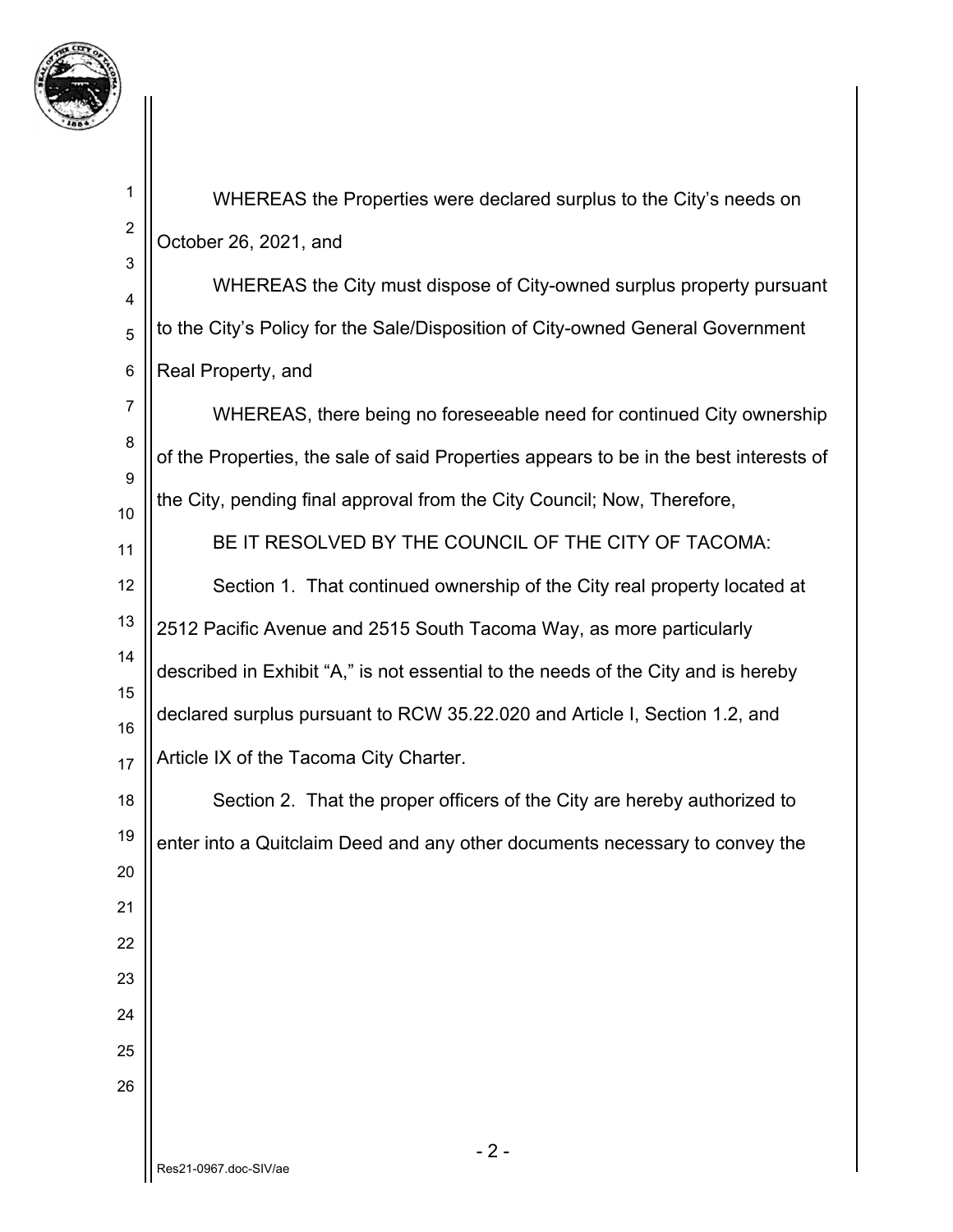WHEREAS the Properties were declared surplus to the City's needs on October 26, 2021, and

WHEREAS the City must dispose of City-owned surplus property pursuant to the City's Policy for the Sale/Disposition of City-owned General Government Real Property, and

WHEREAS, there being no foreseeable need for continued City ownership of the Properties, the sale of said Properties appears to be in the best interests of the City, pending final approval from the City Council; Now, Therefore,

BE IT RESOLVED BY THE COUNCIL OF THE CITY OF TACOMA:

Section 1. That continued ownership of the City real property located at 2512 Pacific Avenue and 2515 South Tacoma Way, as more particularly described in Exhibit "A," is not essential to the needs of the City and is hereby declared surplus pursuant to RCW 35.22.020 and Article I, Section 1.2, and Article IX of the Tacoma City Charter.

Section 2. That the proper officers of the City are hereby authorized to enter into a Quitclaim Deed and any other documents necessary to convey the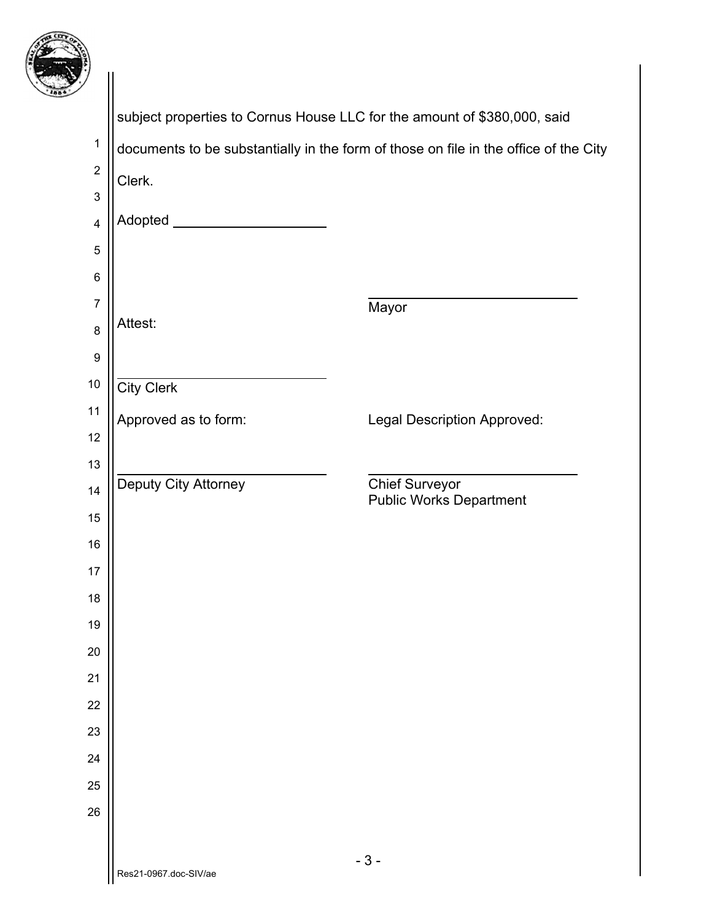subject properties to Cornus House LLC for the amount of $380,000, said documents to be substantially in the form of those on file in the office of the City Clerk.

Adopted ____________________

____________________________
Mayor

Attest:

____________________________
City Clerk

Approved as to form:

____________________________
Deputy City Attorney

Legal Description Approved:

____________________________
Chief Surveyor
Public Works Department

Res21-0967.doc-SIV/ae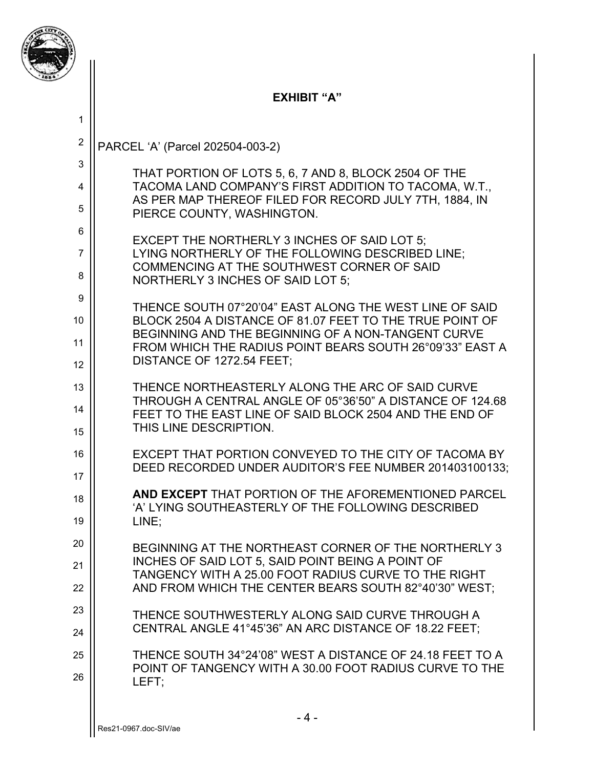## EXHIBIT "A"

PARCEL 'A' (Parcel 202504-003-2)

THAT PORTION OF LOTS 5, 6, 7 AND 8, BLOCK 2504 OF THE TACOMA LAND COMPANY'S FIRST ADDITION TO TACOMA, W.T., AS PER MAP THEREOF FILED FOR RECORD JULY 7TH, 1884, IN PIERCE COUNTY, WASHINGTON.

EXCEPT THE NORTHERLY 3 INCHES OF SAID LOT 5; LYING NORTHERLY OF THE FOLLOWING DESCRIBED LINE; COMMENCING AT THE SOUTHWEST CORNER OF SAID NORTHERLY 3 INCHES OF SAID LOT 5;

THENCE SOUTH 07°20'04" EAST ALONG THE WEST LINE OF SAID BLOCK 2504 A DISTANCE OF 81.07 FEET TO THE TRUE POINT OF BEGINNING AND THE BEGINNING OF A NON-TANGENT CURVE FROM WHICH THE RADIUS POINT BEARS SOUTH 26°09'33" EAST A DISTANCE OF 1272.54 FEET;

THENCE NORTHEASTERLY ALONG THE ARC OF SAID CURVE THROUGH A CENTRAL ANGLE OF 05°36'50" A DISTANCE OF 124.68 FEET TO THE EAST LINE OF SAID BLOCK 2504 AND THE END OF THIS LINE DESCRIPTION.

EXCEPT THAT PORTION CONVEYED TO THE CITY OF TACOMA BY DEED RECORDED UNDER AUDITOR'S FEE NUMBER 201403100133;

**AND EXCEPT** THAT PORTION OF THE AFOREMENTIONED PARCEL 'A' LYING SOUTHEASTERLY OF THE FOLLOWING DESCRIBED LINE;

BEGINNING AT THE NORTHEAST CORNER OF THE NORTHERLY 3 INCHES OF SAID LOT 5, SAID POINT BEING A POINT OF TANGENCY WITH A 25.00 FOOT RADIUS CURVE TO THE RIGHT AND FROM WHICH THE CENTER BEARS SOUTH 82°40'30" WEST;

THENCE SOUTHWESTERLY ALONG SAID CURVE THROUGH A CENTRAL ANGLE 41°45'36" AN ARC DISTANCE OF 18.22 FEET;

THENCE SOUTH 34°24'08" WEST A DISTANCE OF 24.18 FEET TO A POINT OF TANGENCY WITH A 30.00 FOOT RADIUS CURVE TO THE LEFT;

Res21-0967.doc-SIV/ae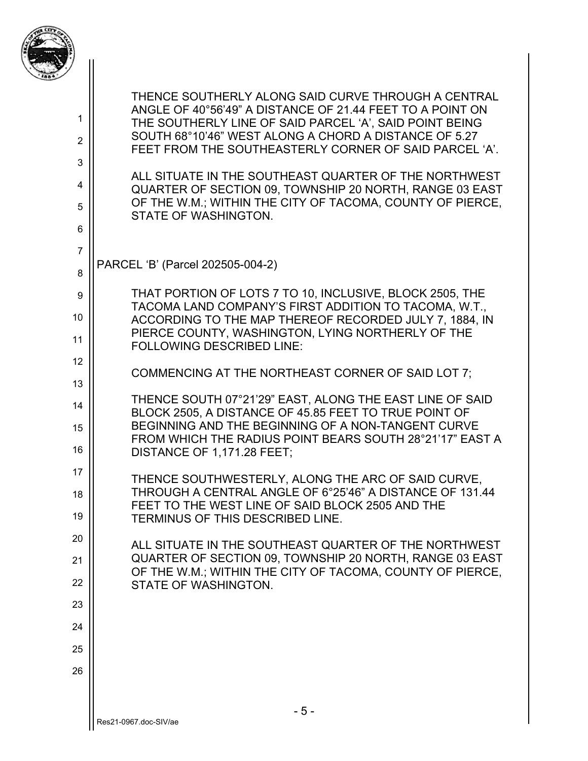THENCE SOUTHERLY ALONG SAID CURVE THROUGH A CENTRAL ANGLE OF 40°56'49" A DISTANCE OF 21.44 FEET TO A POINT ON THE SOUTHERLY LINE OF SAID PARCEL 'A', SAID POINT BEING SOUTH 68°10'46" WEST ALONG A CHORD A DISTANCE OF 5.27 FEET FROM THE SOUTHEASTERLY CORNER OF SAID PARCEL 'A'.

ALL SITUATE IN THE SOUTHEAST QUARTER OF THE NORTHWEST QUARTER OF SECTION 09, TOWNSHIP 20 NORTH, RANGE 03 EAST OF THE W.M.; WITHIN THE CITY OF TACOMA, COUNTY OF PIERCE, STATE OF WASHINGTON.

PARCEL 'B' (Parcel 202505-004-2)

THAT PORTION OF LOTS 7 TO 10, INCLUSIVE, BLOCK 2505, THE TACOMA LAND COMPANY'S FIRST ADDITION TO TACOMA, W.T., ACCORDING TO THE MAP THEREOF RECORDED JULY 7, 1884, IN PIERCE COUNTY, WASHINGTON, LYING NORTHERLY OF THE FOLLOWING DESCRIBED LINE:

COMMENCING AT THE NORTHEAST CORNER OF SAID LOT 7;

THENCE SOUTH 07°21'29" EAST, ALONG THE EAST LINE OF SAID BLOCK 2505, A DISTANCE OF 45.85 FEET TO TRUE POINT OF BEGINNING AND THE BEGINNING OF A NON-TANGENT CURVE FROM WHICH THE RADIUS POINT BEARS SOUTH 28°21'17" EAST A DISTANCE OF 1,171.28 FEET;

THENCE SOUTHWESTERLY, ALONG THE ARC OF SAID CURVE, THROUGH A CENTRAL ANGLE OF 6°25'46" A DISTANCE OF 131.44 FEET TO THE WEST LINE OF SAID BLOCK 2505 AND THE TERMINUS OF THIS DESCRIBED LINE.

ALL SITUATE IN THE SOUTHEAST QUARTER OF THE NORTHWEST QUARTER OF SECTION 09, TOWNSHIP 20 NORTH, RANGE 03 EAST OF THE W.M.; WITHIN THE CITY OF TACOMA, COUNTY OF PIERCE, STATE OF WASHINGTON.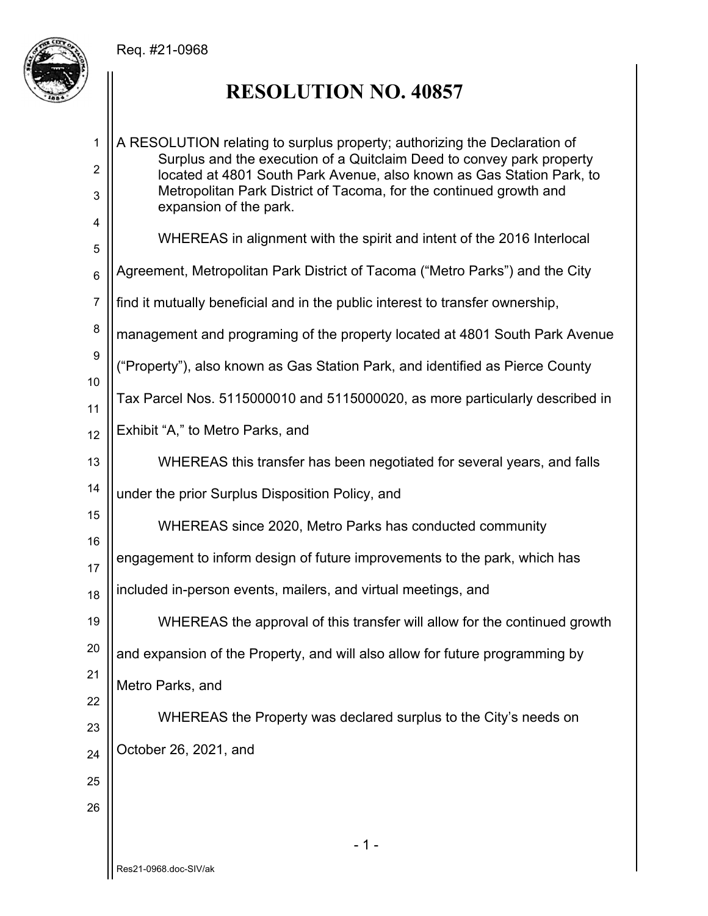Req. #21-0968

# RESOLUTION NO. 40857

A RESOLUTION relating to surplus property; authorizing the Declaration of Surplus and the execution of a Quitclaim Deed to convey park property located at 4801 South Park Avenue, also known as Gas Station Park, to Metropolitan Park District of Tacoma, for the continued growth and expansion of the park.

WHEREAS in alignment with the spirit and intent of the 2016 Interlocal Agreement, Metropolitan Park District of Tacoma ("Metro Parks") and the City find it mutually beneficial and in the public interest to transfer ownership, management and programing of the property located at 4801 South Park Avenue ("Property"), also known as Gas Station Park, and identified as Pierce County Tax Parcel Nos. 5115000010 and 5115000020, as more particularly described in Exhibit "A," to Metro Parks, and

WHEREAS this transfer has been negotiated for several years, and falls under the prior Surplus Disposition Policy, and

WHEREAS since 2020, Metro Parks has conducted community engagement to inform design of future improvements to the park, which has included in-person events, mailers, and virtual meetings, and

WHEREAS the approval of this transfer will allow for the continued growth and expansion of the Property, and will also allow for future programming by Metro Parks, and

WHEREAS the Property was declared surplus to the City's needs on October 26, 2021, and

Res21-0968.doc-SIV/ak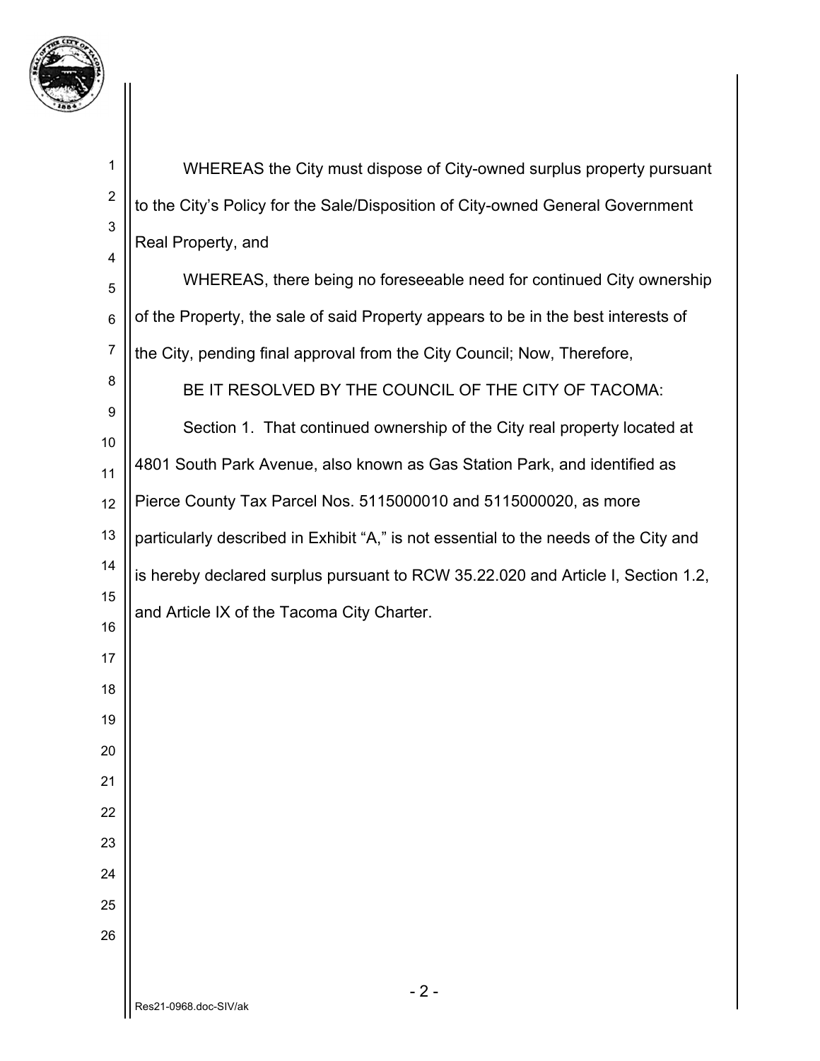WHEREAS the City must dispose of City-owned surplus property pursuant to the City's Policy for the Sale/Disposition of City-owned General Government Real Property, and

WHEREAS, there being no foreseeable need for continued City ownership of the Property, the sale of said Property appears to be in the best interests of the City, pending final approval from the City Council; Now, Therefore,

BE IT RESOLVED BY THE COUNCIL OF THE CITY OF TACOMA:

Section 1. That continued ownership of the City real property located at 4801 South Park Avenue, also known as Gas Station Park, and identified as Pierce County Tax Parcel Nos. 5115000010 and 5115000020, as more particularly described in Exhibit "A," is not essential to the needs of the City and is hereby declared surplus pursuant to RCW 35.22.020 and Article I, Section 1.2, and Article IX of the Tacoma City Charter.

Res21-0968.doc-SIV/ak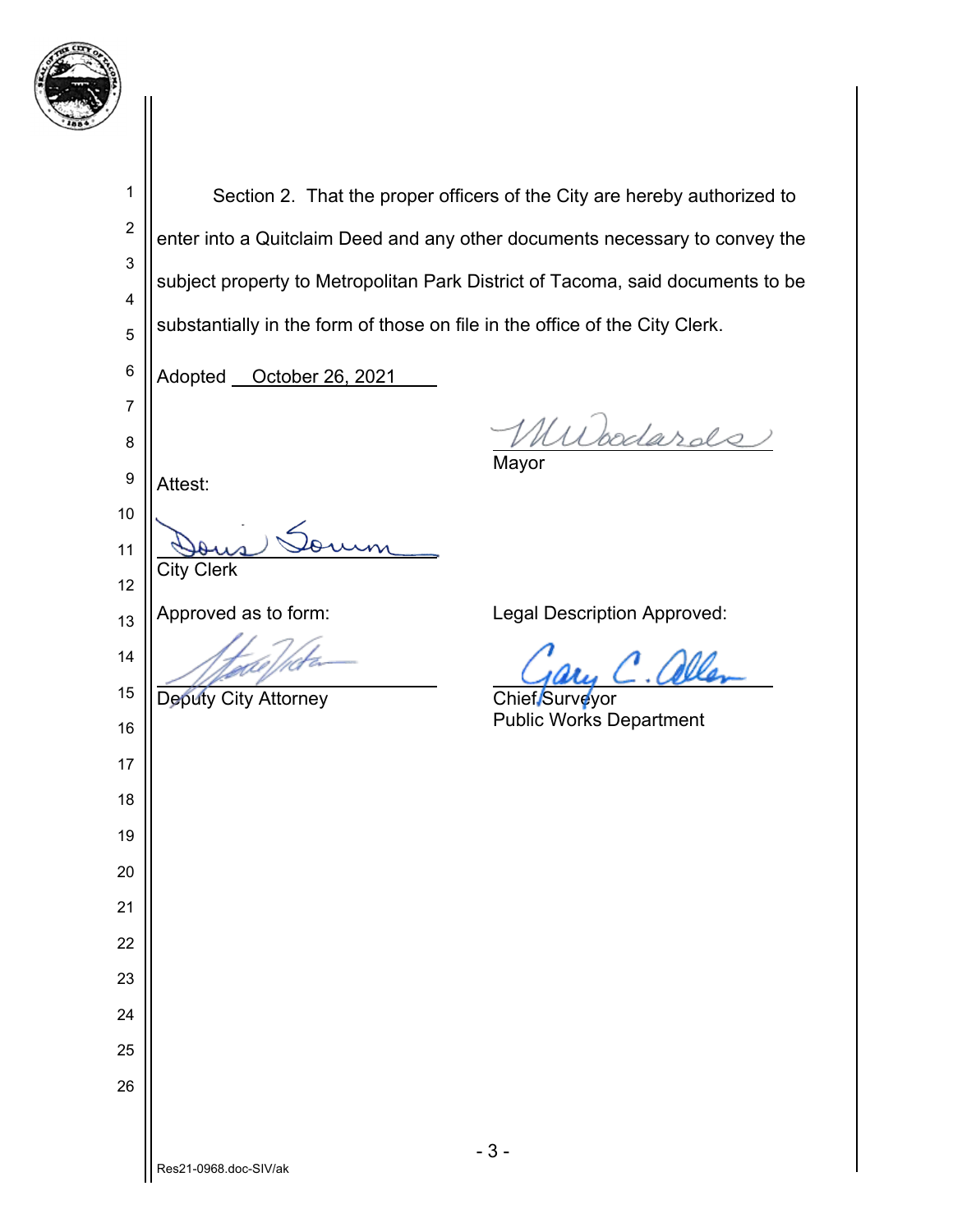Section 2. That the proper officers of the City are hereby authorized to enter into a Quitclaim Deed and any other documents necessary to convey the subject property to Metropolitan Park District of Tacoma, said documents to be substantially in the form of those on file in the office of the City Clerk.

Adopted October 26, 2021

Mayor

Attest:

City Clerk

Approved as to form:

Deputy City Attorney

Legal Description Approved:

Chief Surveyor
Public Works Department

Res21-0968.doc-SIV/ak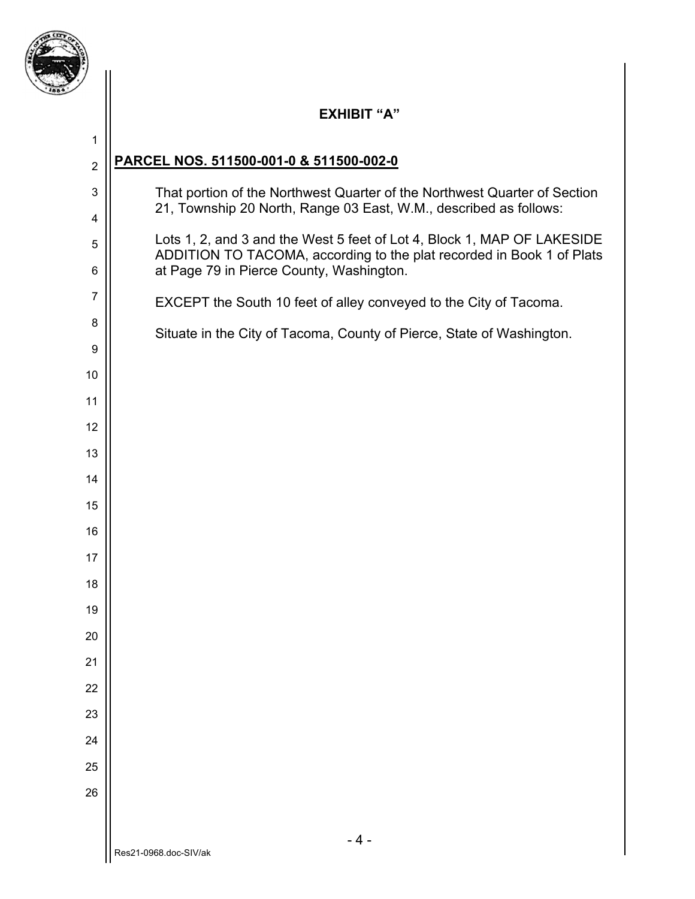## EXHIBIT "A"

**PARCEL NOS. 511500-001-0 & 511500-002-0**

That portion of the Northwest Quarter of the Northwest Quarter of Section 21, Township 20 North, Range 03 East, W.M., described as follows:

Lots 1, 2, and 3 and the West 5 feet of Lot 4, Block 1, MAP OF LAKESIDE ADDITION TO TACOMA, according to the plat recorded in Book 1 of Plats at Page 79 in Pierce County, Washington.

EXCEPT the South 10 feet of alley conveyed to the City of Tacoma.

Situate in the City of Tacoma, County of Pierce, State of Washington.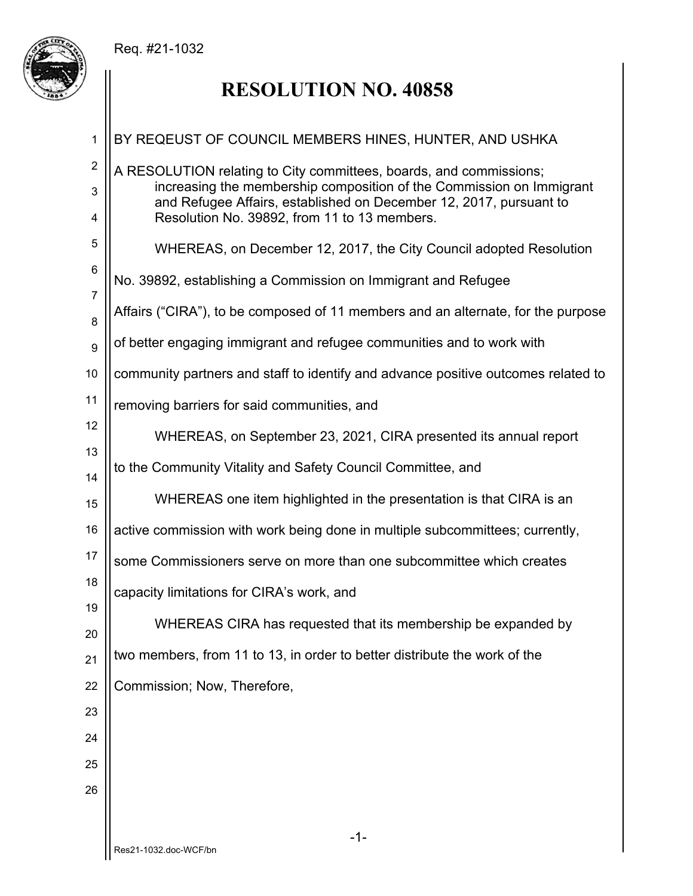Req. #21-1032

# RESOLUTION NO. 40858

BY REQEUST OF COUNCIL MEMBERS HINES, HUNTER, AND USHKA

A RESOLUTION relating to City committees, boards, and commissions; increasing the membership composition of the Commission on Immigrant and Refugee Affairs, established on December 12, 2017, pursuant to Resolution No. 39892, from 11 to 13 members.

WHEREAS, on December 12, 2017, the City Council adopted Resolution No. 39892, establishing a Commission on Immigrant and Refugee Affairs ("CIRA"), to be composed of 11 members and an alternate, for the purpose of better engaging immigrant and refugee communities and to work with community partners and staff to identify and advance positive outcomes related to removing barriers for said communities, and

WHEREAS, on September 23, 2021, CIRA presented its annual report to the Community Vitality and Safety Council Committee, and

WHEREAS one item highlighted in the presentation is that CIRA is an active commission with work being done in multiple subcommittees; currently, some Commissioners serve on more than one subcommittee which creates capacity limitations for CIRA's work, and

WHEREAS CIRA has requested that its membership be expanded by two members, from 11 to 13, in order to better distribute the work of the Commission; Now, Therefore,

Res21-1032.doc-WCF/bn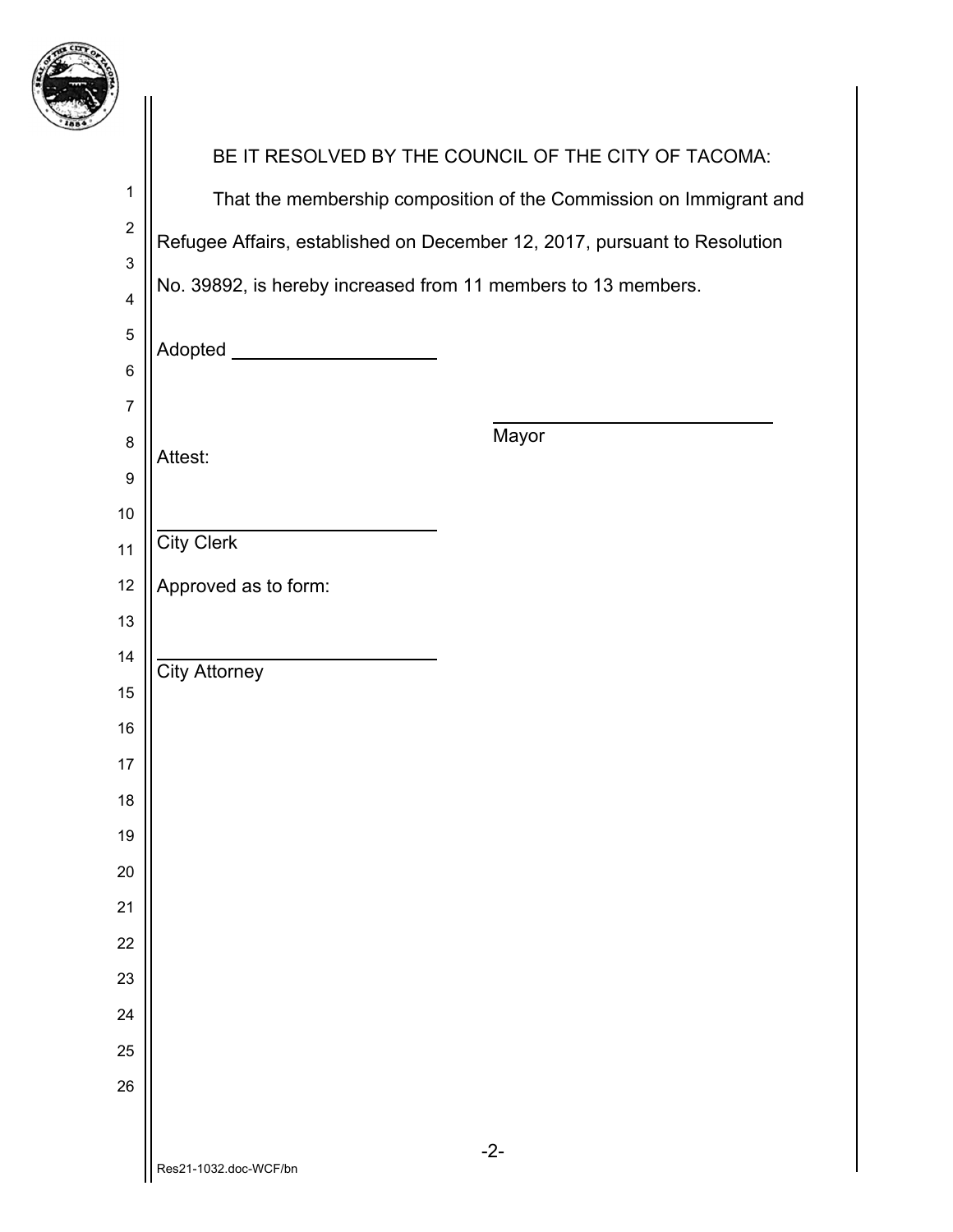BE IT RESOLVED BY THE COUNCIL OF THE CITY OF TACOMA:

That the membership composition of the Commission on Immigrant and Refugee Affairs, established on December 12, 2017, pursuant to Resolution No. 39892, is hereby increased from 11 members to 13 members.

Adopted ____________________

____________________________
Mayor

Attest:

____________________________
City Clerk

Approved as to form:

____________________________
City Attorney

Res21-1032.doc-WCF/bn